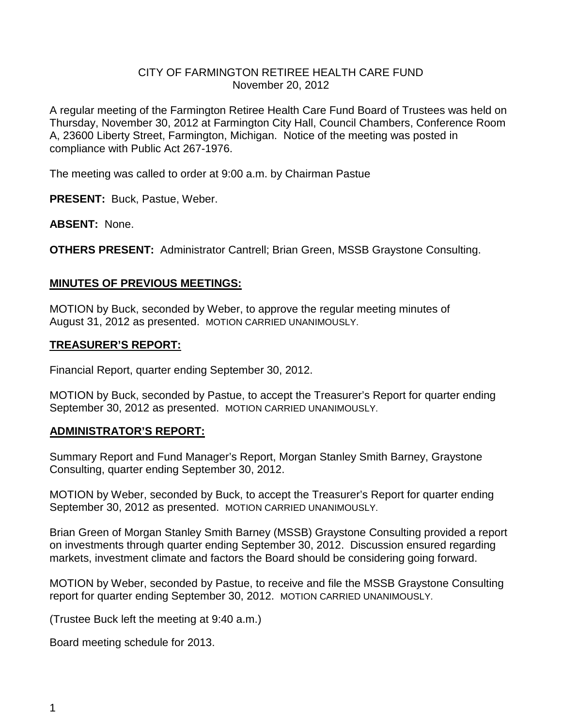CITY OF FARMINGTON RETIREE HEALTH CARE FUND
November 20, 2012

A regular meeting of the Farmington Retiree Health Care Fund Board of Trustees was held on Thursday, November 30, 2012 at Farmington City Hall, Council Chambers, Conference Room A, 23600 Liberty Street, Farmington, Michigan. Notice of the meeting was posted in compliance with Public Act 267-1976.

The meeting was called to order at 9:00 a.m. by Chairman Pastue

**PRESENT:** Buck, Pastue, Weber.

**ABSENT:** None.

**OTHERS PRESENT:** Administrator Cantrell; Brian Green, MSSB Graystone Consulting.

## MINUTES OF PREVIOUS MEETINGS:

MOTION by Buck, seconded by Weber, to approve the regular meeting minutes of August 31, 2012 as presented. MOTION CARRIED UNANIMOUSLY.

## TREASURER'S REPORT:

Financial Report, quarter ending September 30, 2012.

MOTION by Buck, seconded by Pastue, to accept the Treasurer's Report for quarter ending September 30, 2012 as presented. MOTION CARRIED UNANIMOUSLY.

## ADMINISTRATOR'S REPORT:

Summary Report and Fund Manager's Report, Morgan Stanley Smith Barney, Graystone Consulting, quarter ending September 30, 2012.

MOTION by Weber, seconded by Buck, to accept the Treasurer's Report for quarter ending September 30, 2012 as presented. MOTION CARRIED UNANIMOUSLY.

Brian Green of Morgan Stanley Smith Barney (MSSB) Graystone Consulting provided a report on investments through quarter ending September 30, 2012. Discussion ensured regarding markets, investment climate and factors the Board should be considering going forward.

MOTION by Weber, seconded by Pastue, to receive and file the MSSB Graystone Consulting report for quarter ending September 30, 2012. MOTION CARRIED UNANIMOUSLY.

(Trustee Buck left the meeting at 9:40 a.m.)

Board meeting schedule for 2013.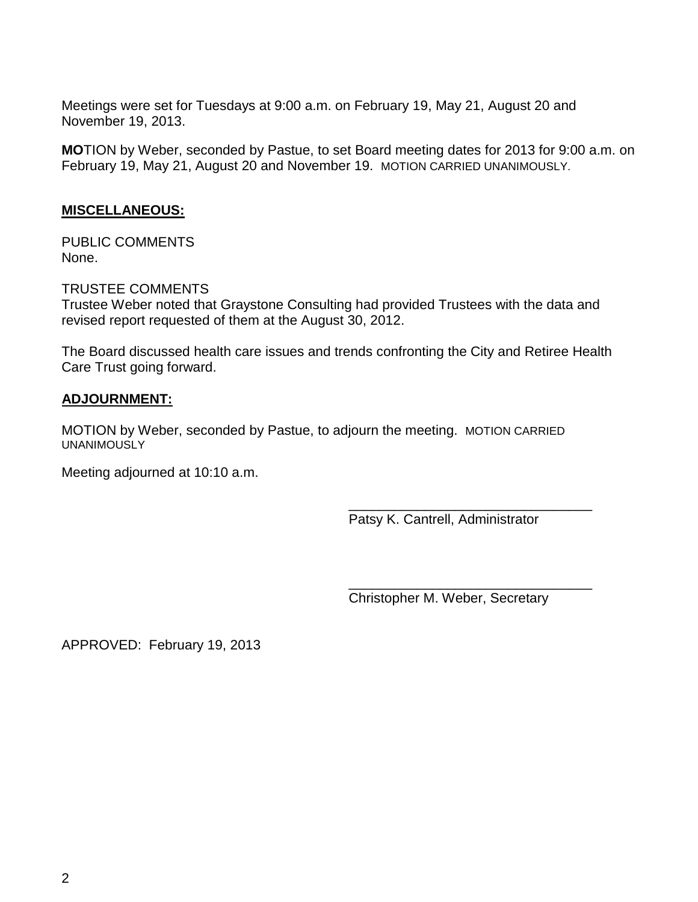Meetings were set for Tuesdays at 9:00 a.m. on February 19, May 21, August 20 and November 19, 2013.

**MO**TION by Weber, seconded by Pastue, to set Board meeting dates for 2013 for 9:00 a.m. on February 19, May 21, August 20 and November 19. MOTION CARRIED UNANIMOUSLY.

## MISCELLANEOUS:

PUBLIC COMMENTS
None.

TRUSTEE COMMENTS
Trustee Weber noted that Graystone Consulting had provided Trustees with the data and revised report requested of them at the August 30, 2012.

The Board discussed health care issues and trends confronting the City and Retiree Health Care Trust going forward.

## ADJOURNMENT:

MOTION by Weber, seconded by Pastue, to adjourn the meeting. MOTION CARRIED UNANIMOUSLY

Meeting adjourned at 10:10 a.m.

\_\_\_\_\_\_\_\_\_\_\_\_\_\_\_\_\_\_\_\_\_\_\_\_\_\_\_\_\_\_\_\_\_
Patsy K. Cantrell, Administrator

\_\_\_\_\_\_\_\_\_\_\_\_\_\_\_\_\_\_\_\_\_\_\_\_\_\_\_\_\_\_\_\_\_
Christopher M. Weber, Secretary

APPROVED: February 19, 2013